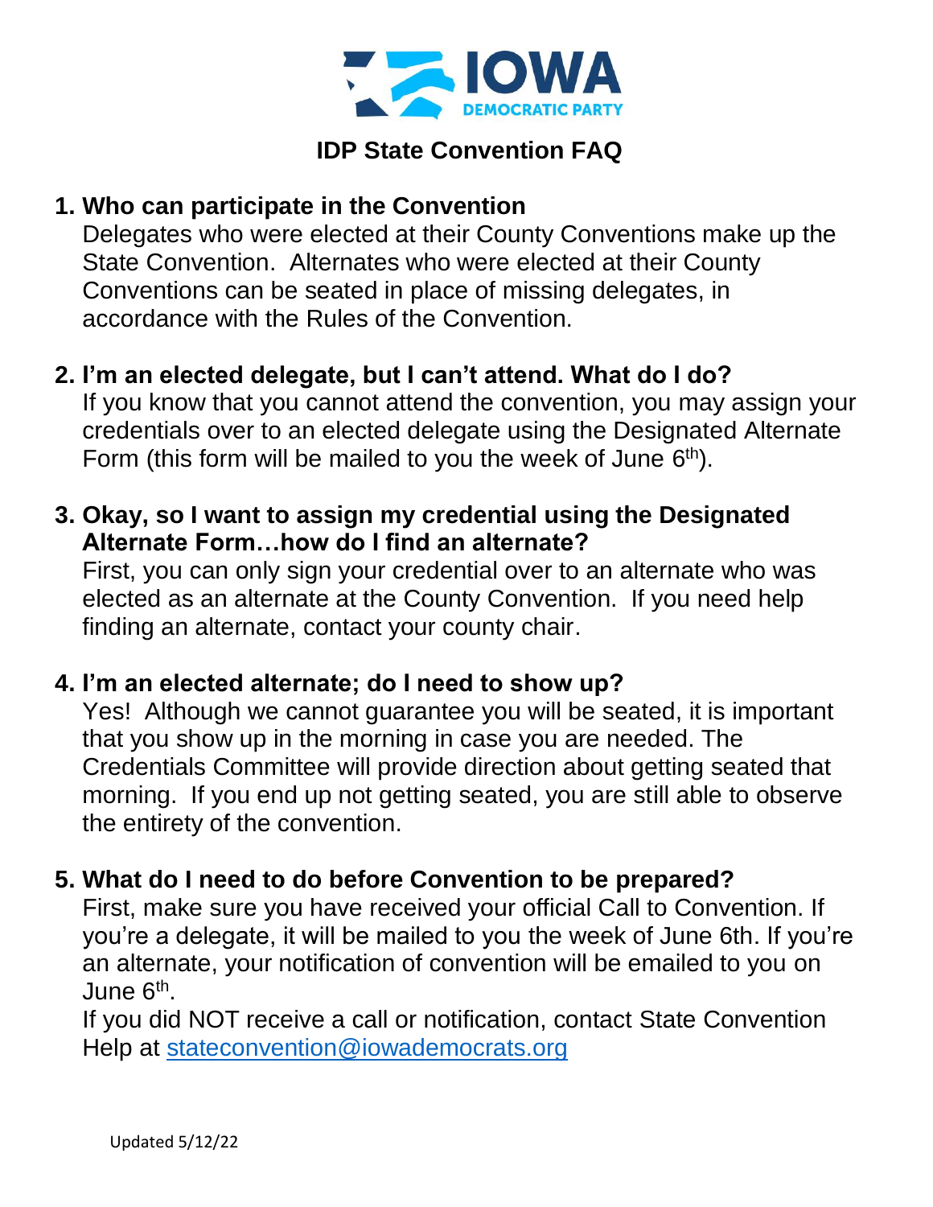# IDP State Convention FAQ

1. **Who can participate in the Convention**
   Delegates who were elected at their County Conventions make up the State Convention. Alternates who were elected at their County Conventions can be seated in place of missing delegates, in accordance with the Rules of the Convention.

2. **I'm an elected delegate, but I can't attend. What do I do?**
   If you know that you cannot attend the convention, you may assign your credentials over to an elected delegate using the Designated Alternate Form (this form will be mailed to you the week of June 6th).

3. **Okay, so I want to assign my credential using the Designated Alternate Form…how do I find an alternate?**
   First, you can only sign your credential over to an alternate who was elected as an alternate at the County Convention. If you need help finding an alternate, contact your county chair.

4. **I'm an elected alternate; do I need to show up?**
   Yes! Although we cannot guarantee you will be seated, it is important that you show up in the morning in case you are needed. The Credentials Committee will provide direction about getting seated that morning. If you end up not getting seated, you are still able to observe the entirety of the convention.

5. **What do I need to do before Convention to be prepared?**
   First, make sure you have received your official Call to Convention. If you're a delegate, it will be mailed to you the week of June 6th. If you're an alternate, your notification of convention will be emailed to you on June 6th.
   If you did NOT receive a call or notification, contact State Convention Help at stateconvention@iowademocrats.org

Updated 5/12/22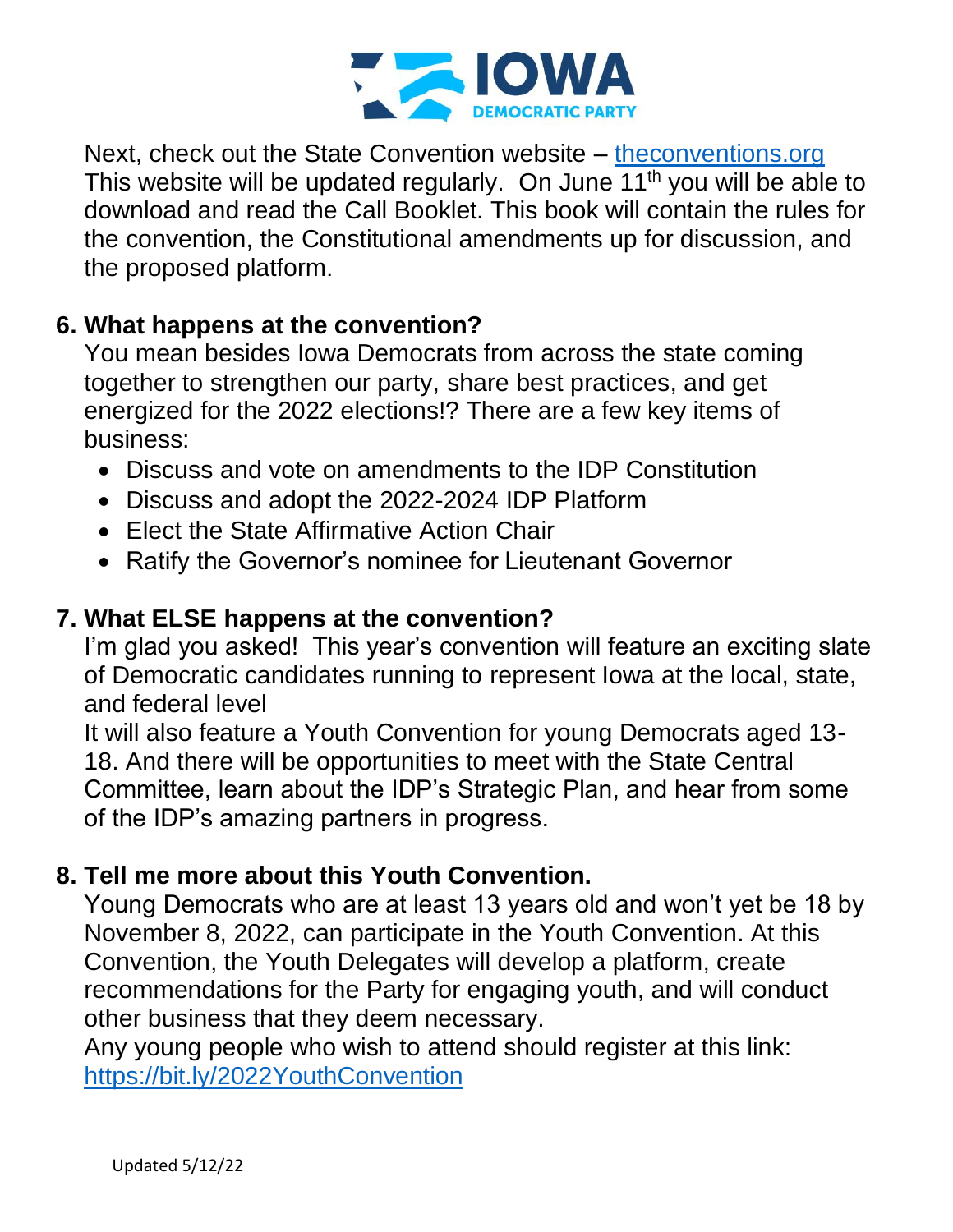Next, check out the State Convention website – [theconventions.org](theconventions.org) This website will be updated regularly. On June 11th you will be able to download and read the Call Booklet. This book will contain the rules for the convention, the Constitutional amendments up for discussion, and the proposed platform.

## 6. What happens at the convention?

You mean besides Iowa Democrats from across the state coming together to strengthen our party, share best practices, and get energized for the 2022 elections!? There are a few key items of business:

- Discuss and vote on amendments to the IDP Constitution
- Discuss and adopt the 2022-2024 IDP Platform
- Elect the State Affirmative Action Chair
- Ratify the Governor's nominee for Lieutenant Governor

## 7. What ELSE happens at the convention?

I'm glad you asked! This year's convention will feature an exciting slate of Democratic candidates running to represent Iowa at the local, state, and federal level

It will also feature a Youth Convention for young Democrats aged 13-18. And there will be opportunities to meet with the State Central Committee, learn about the IDP's Strategic Plan, and hear from some of the IDP's amazing partners in progress.

## 8. Tell me more about this Youth Convention.

Young Democrats who are at least 13 years old and won't yet be 18 by November 8, 2022, can participate in the Youth Convention. At this Convention, the Youth Delegates will develop a platform, create recommendations for the Party for engaging youth, and will conduct other business that they deem necessary.

Any young people who wish to attend should register at this link: [https://bit.ly/2022YouthConvention](https://bit.ly/2022YouthConvention)

Updated 5/12/22